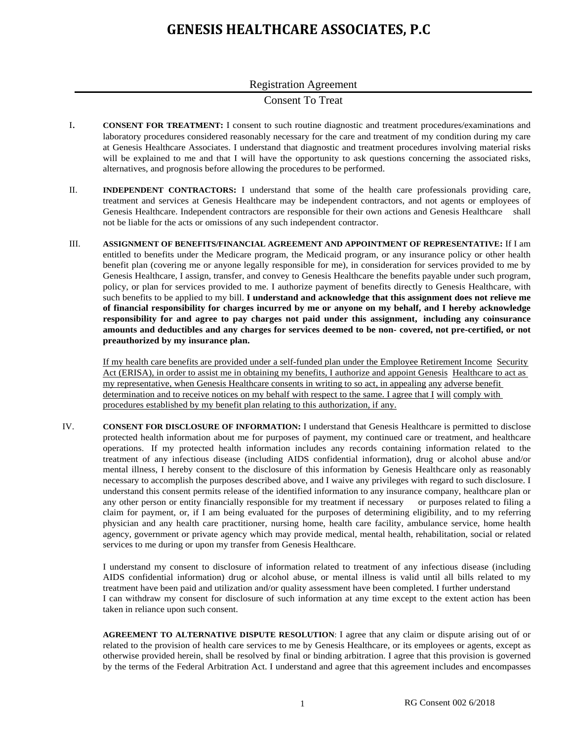# GENESIS HEALTHCARE ASSOCIATES, P.C

## Registration Agreement

## Consent To Treat

I. **CONSENT FOR TREATMENT:** I consent to such routine diagnostic and treatment procedures/examinations and laboratory procedures considered reasonably necessary for the care and treatment of my condition during my care at Genesis Healthcare Associates. I understand that diagnostic and treatment procedures involving material risks will be explained to me and that I will have the opportunity to ask questions concerning the associated risks, alternatives, and prognosis before allowing the procedures to be performed.

II. **INDEPENDENT CONTRACTORS:** I understand that some of the health care professionals providing care, treatment and services at Genesis Healthcare may be independent contractors, and not agents or employees of Genesis Healthcare. Independent contractors are responsible for their own actions and Genesis Healthcare shall not be liable for the acts or omissions of any such independent contractor.

III. **ASSIGNMENT OF BENEFITS/FINANCIAL AGREEMENT AND APPOINTMENT OF REPRESENTATIVE:** If I am entitled to benefits under the Medicare program, the Medicaid program, or any insurance policy or other health benefit plan (covering me or anyone legally responsible for me), in consideration for services provided to me by Genesis Healthcare, I assign, transfer, and convey to Genesis Healthcare the benefits payable under such program, policy, or plan for services provided to me. I authorize payment of benefits directly to Genesis Healthcare, with such benefits to be applied to my bill. **I understand and acknowledge that this assignment does not relieve me of financial responsibility for charges incurred by me or anyone on my behalf, and I hereby acknowledge responsibility for and agree to pay charges not paid under this assignment, including any coinsurance amounts and deductibles and any charges for services deemed to be non- covered, not pre-certified, or not preauthorized by my insurance plan.**

If my health care benefits are provided under a self-funded plan under the Employee Retirement Income Security Act (ERISA), in order to assist me in obtaining my benefits, I authorize and appoint Genesis Healthcare to act as my representative, when Genesis Healthcare consents in writing to so act, in appealing any adverse benefit determination and to receive notices on my behalf with respect to the same. I agree that I will comply with procedures established by my benefit plan relating to this authorization, if any.

IV. **CONSENT FOR DISCLOSURE OF INFORMATION:** I understand that Genesis Healthcare is permitted to disclose protected health information about me for purposes of payment, my continued care or treatment, and healthcare operations. If my protected health information includes any records containing information related to the treatment of any infectious disease (including AIDS confidential information), drug or alcohol abuse and/or mental illness, I hereby consent to the disclosure of this information by Genesis Healthcare only as reasonably necessary to accomplish the purposes described above, and I waive any privileges with regard to such disclosure. I understand this consent permits release of the identified information to any insurance company, healthcare plan or any other person or entity financially responsible for my treatment if necessary or purposes related to filing a claim for payment, or, if I am being evaluated for the purposes of determining eligibility, and to my referring physician and any health care practitioner, nursing home, health care facility, ambulance service, home health agency, government or private agency which may provide medical, mental health, rehabilitation, social or related services to me during or upon my transfer from Genesis Healthcare.

I understand my consent to disclosure of information related to treatment of any infectious disease (including AIDS confidential information) drug or alcohol abuse, or mental illness is valid until all bills related to my treatment have been paid and utilization and/or quality assessment have been completed. I further understand I can withdraw my consent for disclosure of such information at any time except to the extent action has been taken in reliance upon such consent.

**AGREEMENT TO ALTERNATIVE DISPUTE RESOLUTION**: I agree that any claim or dispute arising out of or related to the provision of health care services to me by Genesis Healthcare, or its employees or agents, except as otherwise provided herein, shall be resolved by final or binding arbitration. I agree that this provision is governed by the terms of the Federal Arbitration Act. I understand and agree that this agreement includes and encompasses

RG Consent 002 6/2018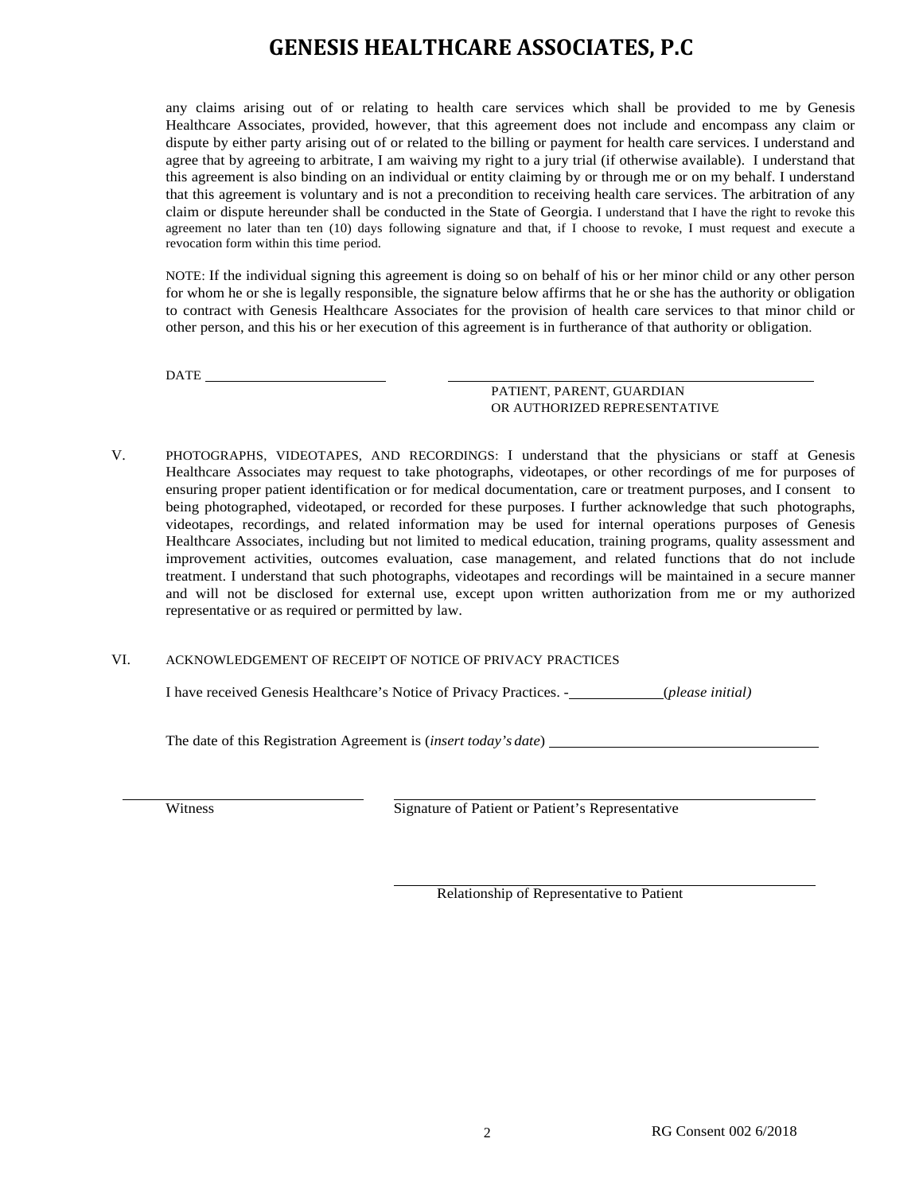# GENESIS HEALTHCARE ASSOCIATES, P.C

any claims arising out of or relating to health care services which shall be provided to me by Genesis Healthcare Associates, provided, however, that this agreement does not include and encompass any claim or dispute by either party arising out of or related to the billing or payment for health care services. I understand and agree that by agreeing to arbitrate, I am waiving my right to a jury trial (if otherwise available). I understand that this agreement is also binding on an individual or entity claiming by or through me or on my behalf. I understand that this agreement is voluntary and is not a precondition to receiving health care services. The arbitration of any claim or dispute hereunder shall be conducted in the State of Georgia. I understand that I have the right to revoke this agreement no later than ten (10) days following signature and that, if I choose to revoke, I must request and execute a revocation form within this time period.

NOTE: If the individual signing this agreement is doing so on behalf of his or her minor child or any other person for whom he or she is legally responsible, the signature below affirms that he or she has the authority or obligation to contract with Genesis Healthcare Associates for the provision of health care services to that minor child or other person, and this his or her execution of this agreement is in furtherance of that authority or obligation.

DATE ____________________ ________________________________________

PATIENT, PARENT, GUARDIAN
OR AUTHORIZED REPRESENTATIVE

V. PHOTOGRAPHS, VIDEOTAPES, AND RECORDINGS: I understand that the physicians or staff at Genesis Healthcare Associates may request to take photographs, videotapes, or other recordings of me for purposes of ensuring proper patient identification or for medical documentation, care or treatment purposes, and I consent to being photographed, videotaped, or recorded for these purposes. I further acknowledge that such photographs, videotapes, recordings, and related information may be used for internal operations purposes of Genesis Healthcare Associates, including but not limited to medical education, training programs, quality assessment and improvement activities, outcomes evaluation, case management, and related functions that do not include treatment. I understand that such photographs, videotapes and recordings will be maintained in a secure manner and will not be disclosed for external use, except upon written authorization from me or my authorized representative or as required or permitted by law.

VI. ACKNOWLEDGEMENT OF RECEIPT OF NOTICE OF PRIVACY PRACTICES

I have received Genesis Healthcare's Notice of Privacy Practices. -__________(*please initial)*

The date of this Registration Agreement is (*insert today's date*) ______________________________

______________________________ ________________________________________

Witness Signature of Patient or Patient's Representative

________________________________________

Relationship of Representative to Patient

RG Consent 002 6/2018